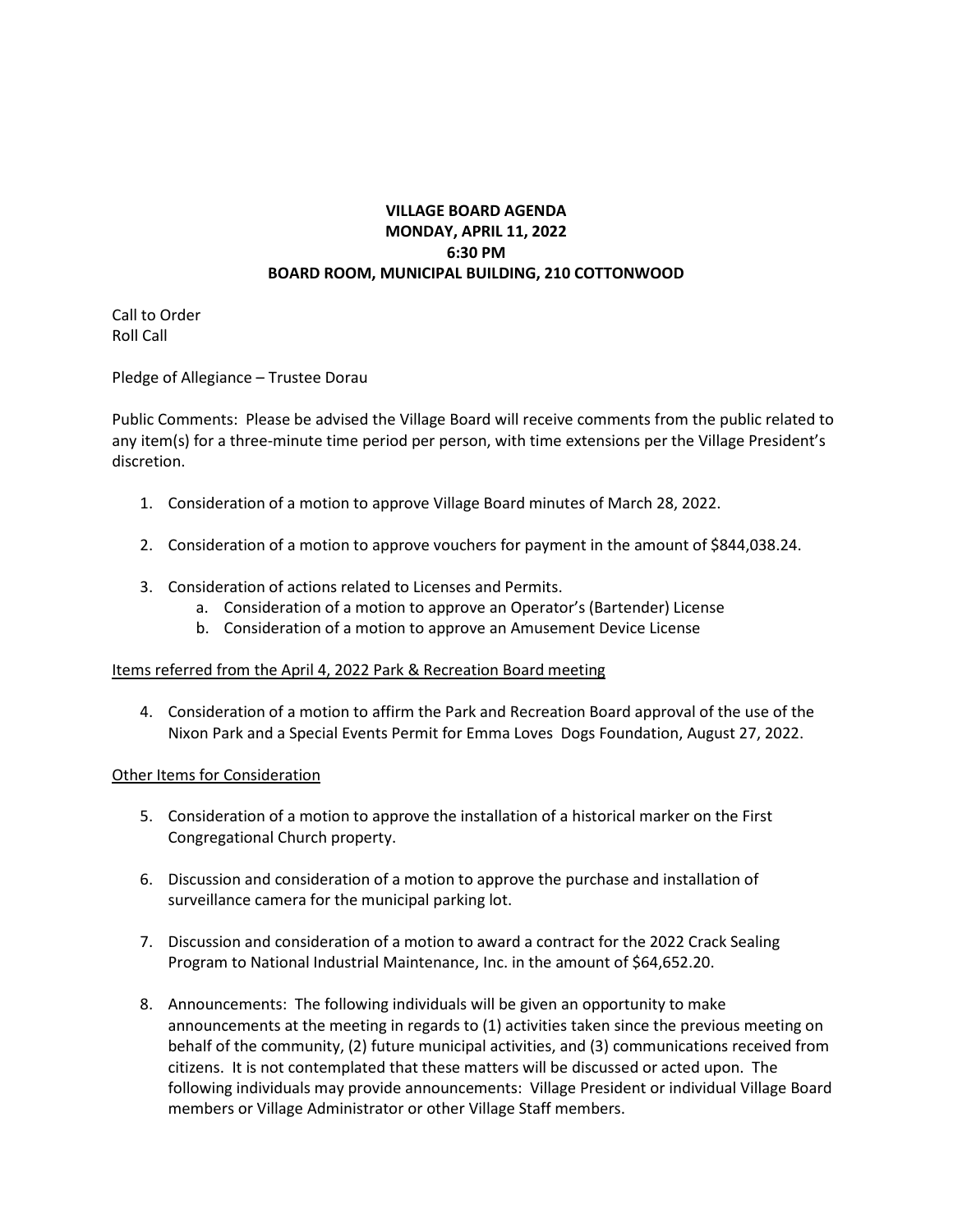**VILLAGE BOARD AGENDA**
**MONDAY, APRIL 11, 2022**
**6:30 PM**
**BOARD ROOM, MUNICIPAL BUILDING, 210 COTTONWOOD**

Call to Order
Roll Call

Pledge of Allegiance – Trustee Dorau

Public Comments: Please be advised the Village Board will receive comments from the public related to any item(s) for a three-minute time period per person, with time extensions per the Village President's discretion.

1. Consideration of a motion to approve Village Board minutes of March 28, 2022.

2. Consideration of a motion to approve vouchers for payment in the amount of $844,038.24.

3. Consideration of actions related to Licenses and Permits.
   a. Consideration of a motion to approve an Operator's (Bartender) License
   b. Consideration of a motion to approve an Amusement Device License

<u>Items referred from the April 4, 2022 Park & Recreation Board meeting</u>

4. Consideration of a motion to affirm the Park and Recreation Board approval of the use of the Nixon Park and a Special Events Permit for Emma Loves Dogs Foundation, August 27, 2022.

<u>Other Items for Consideration</u>

5. Consideration of a motion to approve the installation of a historical marker on the First Congregational Church property.

6. Discussion and consideration of a motion to approve the purchase and installation of surveillance camera for the municipal parking lot.

7. Discussion and consideration of a motion to award a contract for the 2022 Crack Sealing Program to National Industrial Maintenance, Inc. in the amount of $64,652.20.

8. Announcements: The following individuals will be given an opportunity to make announcements at the meeting in regards to (1) activities taken since the previous meeting on behalf of the community, (2) future municipal activities, and (3) communications received from citizens. It is not contemplated that these matters will be discussed or acted upon. The following individuals may provide announcements: Village President or individual Village Board members or Village Administrator or other Village Staff members.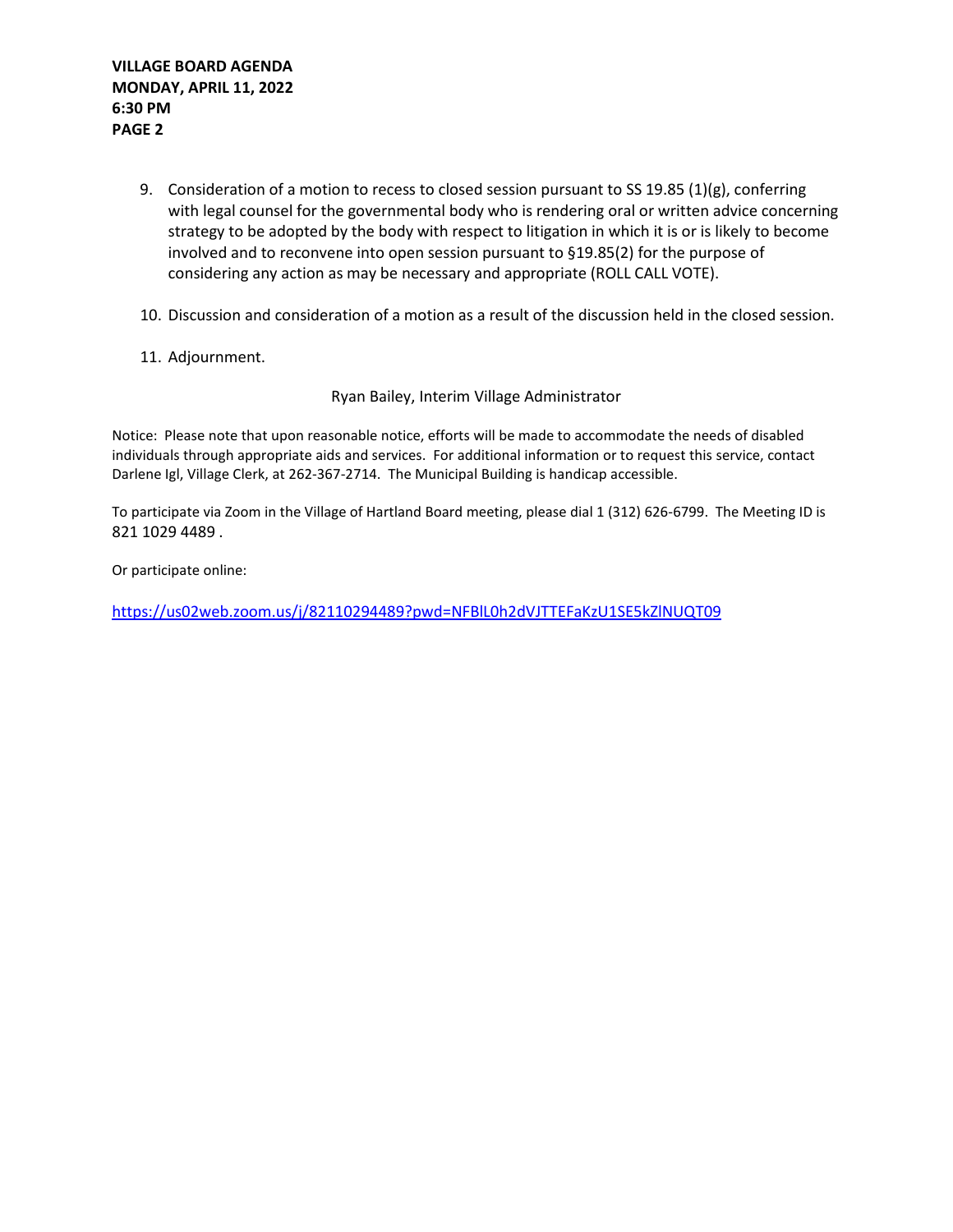9. Consideration of a motion to recess to closed session pursuant to SS 19.85 (1)(g), conferring with legal counsel for the governmental body who is rendering oral or written advice concerning strategy to be adopted by the body with respect to litigation in which it is or is likely to become involved and to reconvene into open session pursuant to §19.85(2) for the purpose of considering any action as may be necessary and appropriate (ROLL CALL VOTE).

10. Discussion and consideration of a motion as a result of the discussion held in the closed session.

11. Adjournment.

Ryan Bailey, Interim Village Administrator

Notice: Please note that upon reasonable notice, efforts will be made to accommodate the needs of disabled individuals through appropriate aids and services. For additional information or to request this service, contact Darlene Igl, Village Clerk, at 262-367-2714. The Municipal Building is handicap accessible.

To participate via Zoom in the Village of Hartland Board meeting, please dial 1 (312) 626-6799. The Meeting ID is 821 1029 4489 .

Or participate online:

https://us02web.zoom.us/j/82110294489?pwd=NFBlL0h2dVJTTEFaKzU1SE5kZlNUQT09